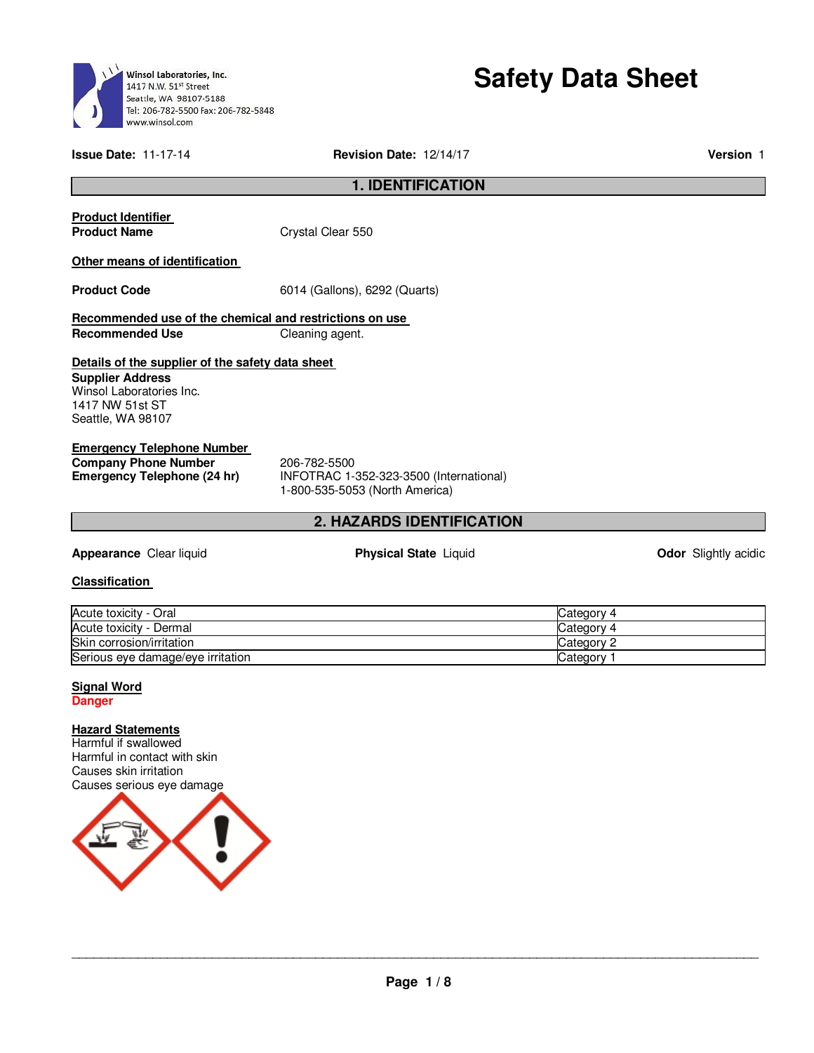Winsol Laboratories, Inc.
1417 N.W. 51st Street
Seattle, WA 98107-5188
Tel: 206-782-5500 Fax: 206-782-5848
www.winsol.com

# Safety Data Sheet

**Issue Date:** 11-17-14 **Revision Date:** 12/14/17 **Version** 1

## 1. IDENTIFICATION

**Product Identifier**

**Product Name** Crystal Clear 550

**Other means of identification**

**Product Code** 6014 (Gallons), 6292 (Quarts)

**Recommended use of the chemical and restrictions on use**

**Recommended Use** Cleaning agent.

**Details of the supplier of the safety data sheet**

**Supplier Address**
Winsol Laboratories Inc.
1417 NW 51st ST
Seattle, WA 98107

**Emergency Telephone Number**

**Company Phone Number** 206-782-5500

**Emergency Telephone (24 hr)** INFOTRAC 1-352-323-3500 (International)
1-800-535-5053 (North America)

## 2. HAZARDS IDENTIFICATION

**Appearance** Clear liquid **Physical State** Liquid **Odor** Slightly acidic

**Classification**

| | |
|---|---|
| Acute toxicity - Oral | Category 4 |
| Acute toxicity - Dermal | Category 4 |
| Skin corrosion/irritation | Category 2 |
| Serious eye damage/eye irritation | Category 1 |

**Signal Word**

**Danger**

**Hazard Statements**

Harmful if swallowed
Harmful in contact with skin
Causes skin irritation
Causes serious eye damage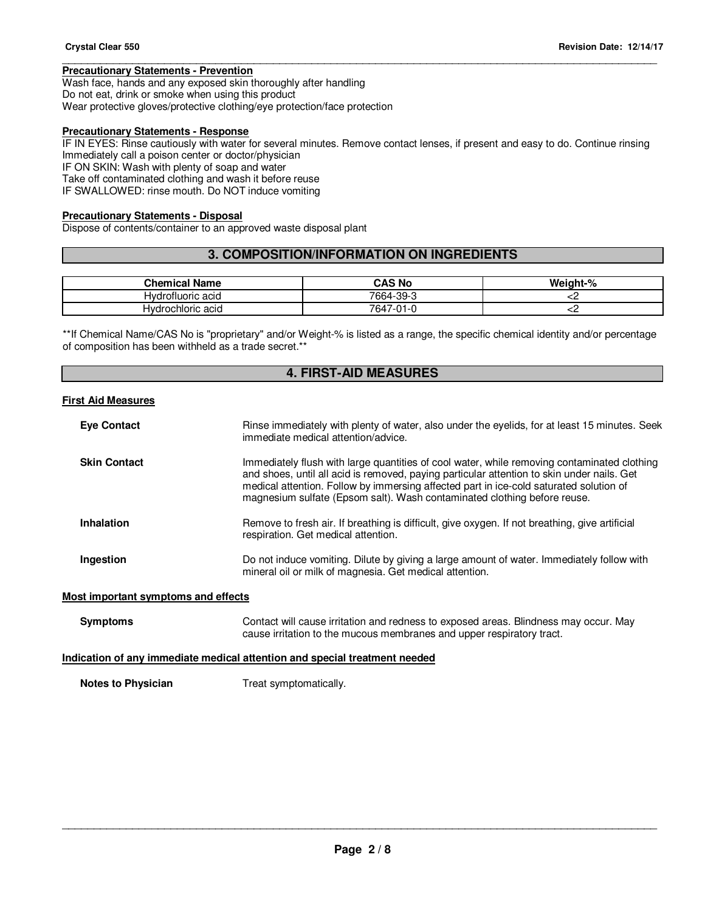**Precautionary Statements - Prevention**

Wash face, hands and any exposed skin thoroughly after handling
Do not eat, drink or smoke when using this product
Wear protective gloves/protective clothing/eye protection/face protection

**Precautionary Statements - Response**

IF IN EYES: Rinse cautiously with water for several minutes. Remove contact lenses, if present and easy to do. Continue rinsing
Immediately call a poison center or doctor/physician
IF ON SKIN: Wash with plenty of soap and water
Take off contaminated clothing and wash it before reuse
IF SWALLOWED: rinse mouth. Do NOT induce vomiting

**Precautionary Statements - Disposal**

Dispose of contents/container to an approved waste disposal plant

## 3. COMPOSITION/INFORMATION ON INGREDIENTS

| Chemical Name | CAS No | Weight-% |
|---|---|---|
| Hydrofluoric acid | 7664-39-3 | <2 |
| Hydrochloric acid | 7647-01-0 | <2 |

**If Chemical Name/CAS No is "proprietary" and/or Weight-% is listed as a range, the specific chemical identity and/or percentage of composition has been withheld as a trade secret.**

## 4. FIRST-AID MEASURES

**First Aid Measures**

**Eye Contact** Rinse immediately with plenty of water, also under the eyelids, for at least 15 minutes. Seek immediate medical attention/advice.

**Skin Contact** Immediately flush with large quantities of cool water, while removing contaminated clothing and shoes, until all acid is removed, paying particular attention to skin under nails. Get medical attention. Follow by immersing affected part in ice-cold saturated solution of magnesium sulfate (Epsom salt). Wash contaminated clothing before reuse.

**Inhalation** Remove to fresh air. If breathing is difficult, give oxygen. If not breathing, give artificial respiration. Get medical attention.

**Ingestion** Do not induce vomiting. Dilute by giving a large amount of water. Immediately follow with mineral oil or milk of magnesia. Get medical attention.

**Most important symptoms and effects**

**Symptoms** Contact will cause irritation and redness to exposed areas. Blindness may occur. May cause irritation to the mucous membranes and upper respiratory tract.

**Indication of any immediate medical attention and special treatment needed**

**Notes to Physician** Treat symptomatically.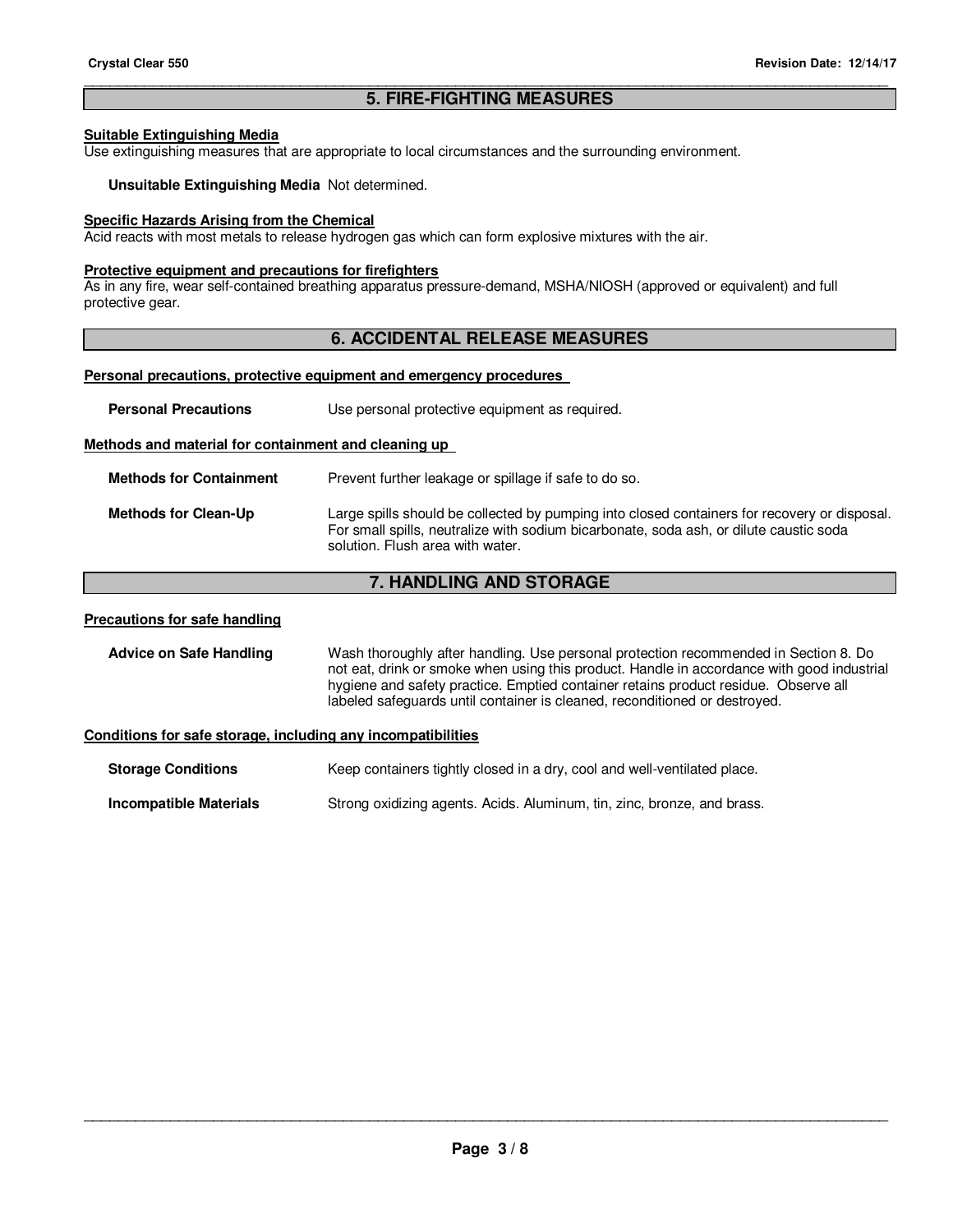## 5. FIRE-FIGHTING MEASURES

**Suitable Extinguishing Media**

Use extinguishing measures that are appropriate to local circumstances and the surrounding environment.

**Unsuitable Extinguishing Media** Not determined.

**Specific Hazards Arising from the Chemical**

Acid reacts with most metals to release hydrogen gas which can form explosive mixtures with the air.

**Protective equipment and precautions for firefighters**

As in any fire, wear self-contained breathing apparatus pressure-demand, MSHA/NIOSH (approved or equivalent) and full protective gear.

## 6. ACCIDENTAL RELEASE MEASURES

**Personal precautions, protective equipment and emergency procedures**

**Personal Precautions** Use personal protective equipment as required.

**Methods and material for containment and cleaning up**

**Methods for Containment** Prevent further leakage or spillage if safe to do so.

**Methods for Clean-Up** Large spills should be collected by pumping into closed containers for recovery or disposal. For small spills, neutralize with sodium bicarbonate, soda ash, or dilute caustic soda solution. Flush area with water.

## 7. HANDLING AND STORAGE

**Precautions for safe handling**

**Advice on Safe Handling** Wash thoroughly after handling. Use personal protection recommended in Section 8. Do not eat, drink or smoke when using this product. Handle in accordance with good industrial hygiene and safety practice. Emptied container retains product residue. Observe all labeled safeguards until container is cleaned, reconditioned or destroyed.

**Conditions for safe storage, including any incompatibilities**

**Storage Conditions** Keep containers tightly closed in a dry, cool and well-ventilated place.

**Incompatible Materials** Strong oxidizing agents. Acids. Aluminum, tin, zinc, bronze, and brass.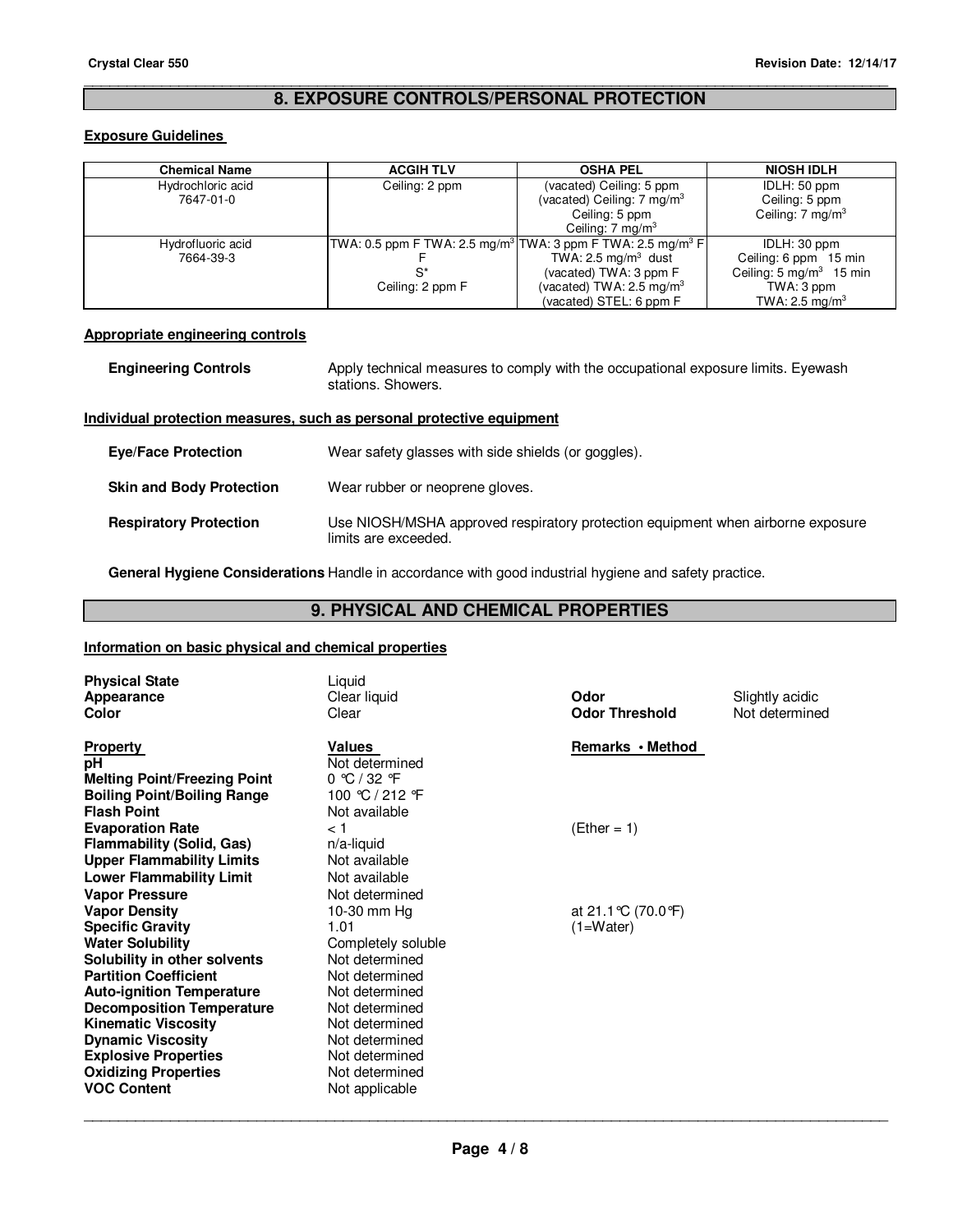## 8. EXPOSURE CONTROLS/PERSONAL PROTECTION

### Exposure Guidelines

| Chemical Name | ACGIH TLV | OSHA PEL | NIOSH IDLH |
|---|---|---|---|
| Hydrochloric acid<br>7647-01-0 | Ceiling: 2 ppm | (vacated) Ceiling: 5 ppm<br>(vacated) Ceiling: 7 mg/m$^3$<br>Ceiling: 5 ppm<br>Ceiling: 7 mg/m$^3$ | IDLH: 50 ppm<br>Ceiling: 5 ppm<br>Ceiling: 7 mg/m$^3$ |
| Hydrofluoric acid<br>7664-39-3 | TWA: 0.5 ppm F TWA: 2.5 mg/m$^3$ F<br>S*<br>Ceiling: 2 ppm F | TWA: 3 ppm F TWA: 2.5 mg/m$^3$ F<br>TWA: 2.5 mg/m$^3$ dust<br>(vacated) TWA: 3 ppm F<br>(vacated) TWA: 2.5 mg/m$^3$<br>(vacated) STEL: 6 ppm F | IDLH: 30 ppm<br>Ceiling: 6 ppm 15 min<br>Ceiling: 5 mg/m$^3$ 15 min<br>TWA: 3 ppm<br>TWA: 2.5 mg/m$^3$ |

### Appropriate engineering controls

**Engineering Controls** Apply technical measures to comply with the occupational exposure limits. Eyewash stations. Showers.

### Individual protection measures, such as personal protective equipment

**Eye/Face Protection** Wear safety glasses with side shields (or goggles).

**Skin and Body Protection** Wear rubber or neoprene gloves.

**Respiratory Protection** Use NIOSH/MSHA approved respiratory protection equipment when airborne exposure limits are exceeded.

**General Hygiene Considerations** Handle in accordance with good industrial hygiene and safety practice.

## 9. PHYSICAL AND CHEMICAL PROPERTIES

### Information on basic physical and chemical properties

**Physical State** Liquid
**Appearance** Clear liquid
**Color** Clear
**Odor** Slightly acidic
**Odor Threshold** Not determined

| Property | Values | Remarks • Method |
|---|---|---|
| **pH** | Not determined | |
| **Melting Point/Freezing Point** | 0 °C / 32 °F | |
| **Boiling Point/Boiling Range** | 100 °C / 212 °F | |
| **Flash Point** | Not available | |
| **Evaporation Rate** | < 1 | (Ether = 1) |
| **Flammability (Solid, Gas)** | n/a-liquid | |
| **Upper Flammability Limits** | Not available | |
| **Lower Flammability Limit** | Not available | |
| **Vapor Pressure** | Not determined | |
| **Vapor Density** | 10-30 mm Hg | at 21.1°C (70.0°F) |
| **Specific Gravity** | 1.01 | (1=Water) |
| **Water Solubility** | Completely soluble | |
| **Solubility in other solvents** | Not determined | |
| **Partition Coefficient** | Not determined | |
| **Auto-ignition Temperature** | Not determined | |
| **Decomposition Temperature** | Not determined | |
| **Kinematic Viscosity** | Not determined | |
| **Dynamic Viscosity** | Not determined | |
| **Explosive Properties** | Not determined | |
| **Oxidizing Properties** | Not determined | |
| **VOC Content** | Not applicable | |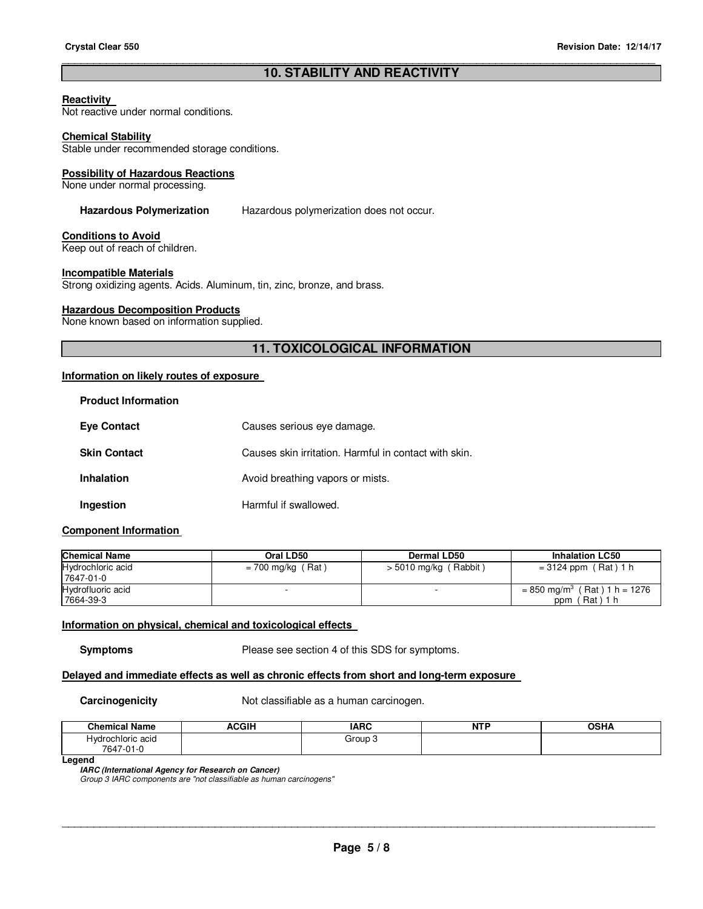## 10. STABILITY AND REACTIVITY

**Reactivity**
Not reactive under normal conditions.

**Chemical Stability**
Stable under recommended storage conditions.

**Possibility of Hazardous Reactions**
None under normal processing.

**Hazardous Polymerization** Hazardous polymerization does not occur.

**Conditions to Avoid**
Keep out of reach of children.

**Incompatible Materials**
Strong oxidizing agents. Acids. Aluminum, tin, zinc, bronze, and brass.

**Hazardous Decomposition Products**
None known based on information supplied.

## 11. TOXICOLOGICAL INFORMATION

**Information on likely routes of exposure**

**Product Information**

**Eye Contact** Causes serious eye damage.

**Skin Contact** Causes skin irritation. Harmful in contact with skin.

**Inhalation** Avoid breathing vapors or mists.

**Ingestion** Harmful if swallowed.

**Component Information**

| Chemical Name | Oral LD50 | Dermal LD50 | Inhalation LC50 |
|---|---|---|---|
| Hydrochloric acid 7647-01-0 | = 700 mg/kg ( Rat ) | > 5010 mg/kg ( Rabbit ) | = 3124 ppm ( Rat ) 1 h |
| Hydrofluoric acid 7664-39-3 | - | - | = 850 mg/m$^3$ ( Rat ) 1 h = 1276 ppm ( Rat ) 1 h |

**Information on physical, chemical and toxicological effects**

**Symptoms** Please see section 4 of this SDS for symptoms.

**Delayed and immediate effects as well as chronic effects from short and long-term exposure**

**Carcinogenicity** Not classifiable as a human carcinogen.

| Chemical Name | ACGIH | IARC | NTP | OSHA |
|---|---|---|---|---|
| Hydrochloric acid 7647-01-0 | | Group 3 | | |

**Legend**
***IARC (International Agency for Research on Cancer)***
*Group 3 IARC components are "not classifiable as human carcinogens"*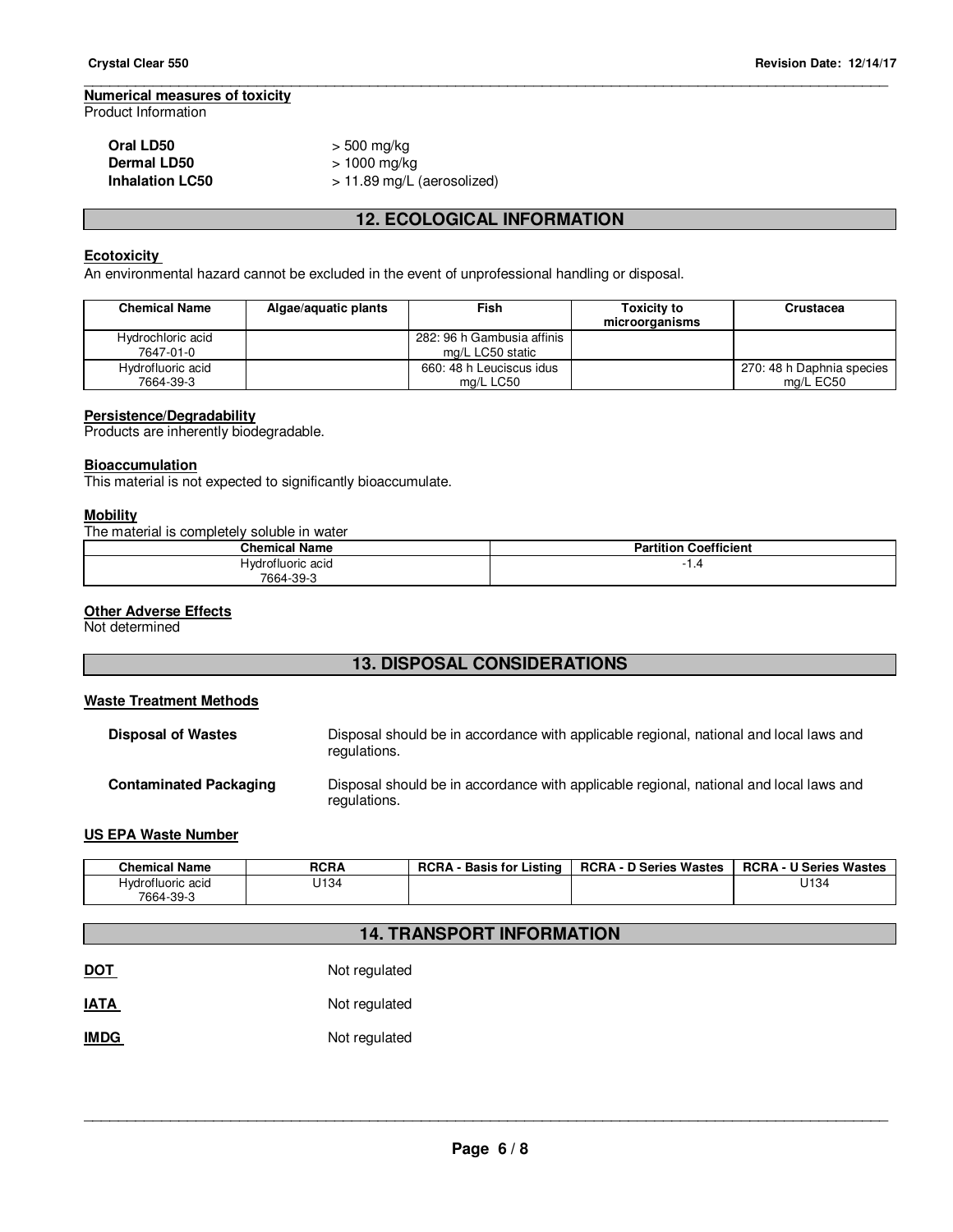**Numerical measures of toxicity**
Product Information

| | |
|---|---|
| **Oral LD50** | > 500 mg/kg |
| **Dermal LD50** | > 1000 mg/kg |
| **Inhalation LC50** | > 11.89 mg/L (aerosolized) |

## 12. ECOLOGICAL INFORMATION

**Ecotoxicity**
An environmental hazard cannot be excluded in the event of unprofessional handling or disposal.

| Chemical Name | Algae/aquatic plants | Fish | Toxicity to microorganisms | Crustacea |
|---|---|---|---|---|
| Hydrochloric acid 7647-01-0 | | 282: 96 h Gambusia affinis mg/L LC50 static | | |
| Hydrofluoric acid 7664-39-3 | | 660: 48 h Leuciscus idus mg/L LC50 | | 270: 48 h Daphnia species mg/L EC50 |

**Persistence/Degradability**
Products are inherently biodegradable.

**Bioaccumulation**
This material is not expected to significantly bioaccumulate.

**Mobility**
The material is completely soluble in water

| Chemical Name | Partition Coefficient |
|---|---|
| Hydrofluoric acid 7664-39-3 | -1.4 |

**Other Adverse Effects**
Not determined

## 13. DISPOSAL CONSIDERATIONS

**Waste Treatment Methods**

**Disposal of Wastes** — Disposal should be in accordance with applicable regional, national and local laws and regulations.

**Contaminated Packaging** — Disposal should be in accordance with applicable regional, national and local laws and regulations.

**US EPA Waste Number**

| Chemical Name | RCRA | RCRA - Basis for Listing | RCRA - D Series Wastes | RCRA - U Series Wastes |
|---|---|---|---|---|
| Hydrofluoric acid 7664-39-3 | U134 | | | U134 |

## 14. TRANSPORT INFORMATION

**DOT** — Not regulated

**IATA** — Not regulated

**IMDG** — Not regulated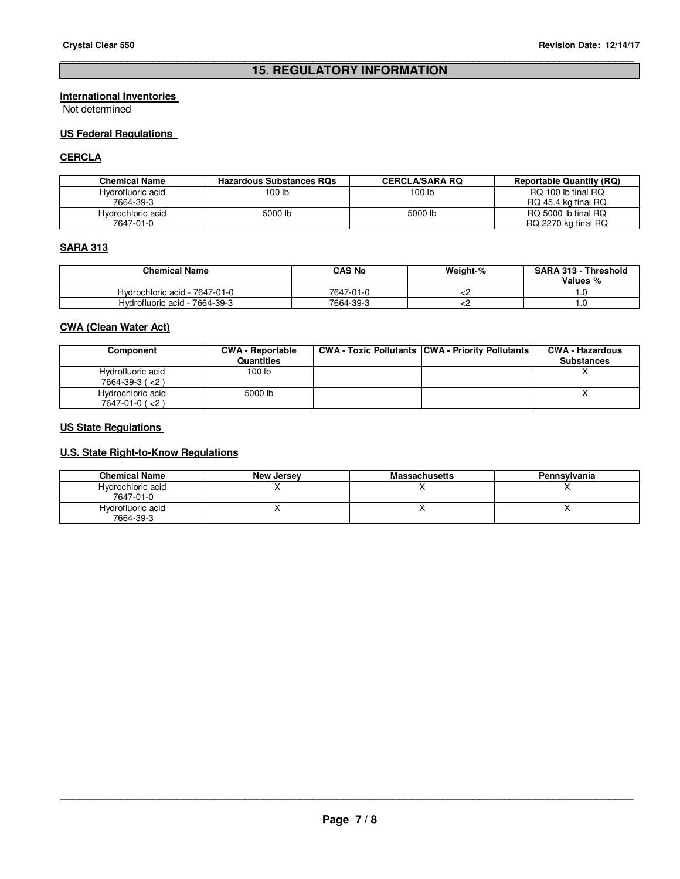## 15. REGULATORY INFORMATION

**International Inventories**

Not determined

**US Federal Regulations**

**CERCLA**

| Chemical Name | Hazardous Substances RQs | CERCLA/SARA RQ | Reportable Quantity (RQ) |
|---|---|---|---|
| Hydrofluoric acid<br>7664-39-3 | 100 lb | 100 lb | RQ 100 lb final RQ<br>RQ 45.4 kg final RQ |
| Hydrochloric acid<br>7647-01-0 | 5000 lb | 5000 lb | RQ 5000 lb final RQ<br>RQ 2270 kg final RQ |

**SARA 313**

| Chemical Name | CAS No | Weight-% | SARA 313 - Threshold Values % |
|---|---|---|---|
| Hydrochloric acid - 7647-01-0 | 7647-01-0 | <2 | 1.0 |
| Hydrofluoric acid - 7664-39-3 | 7664-39-3 | <2 | 1.0 |

**CWA (Clean Water Act)**

| Component | CWA - Reportable Quantities | CWA - Toxic Pollutants | CWA - Priority Pollutants | CWA - Hazardous Substances |
|---|---|---|---|---|
| Hydrofluoric acid<br>7664-39-3 ( <2 ) | 100 lb | | | X |
| Hydrochloric acid<br>7647-01-0 ( <2 ) | 5000 lb | | | X |

**US State Regulations**

**U.S. State Right-to-Know Regulations**

| Chemical Name | New Jersey | Massachusetts | Pennsylvania |
|---|---|---|---|
| Hydrochloric acid<br>7647-01-0 | X | X | X |
| Hydrofluoric acid<br>7664-39-3 | X | X | X |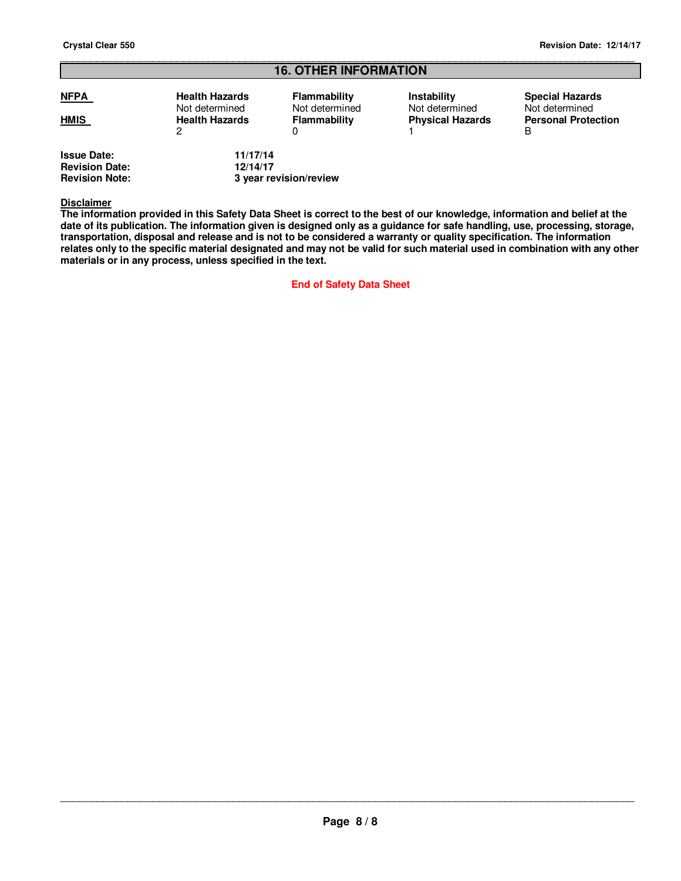## 16. OTHER INFORMATION

| | | | | |
|---|---|---|---|---|
| **NFPA** | **Health Hazards** Not determined | **Flammability** Not determined | **Instability** Not determined | **Special Hazards** Not determined |
| **HMIS** | **Health Hazards** 2 | **Flammability** 0 | **Physical Hazards** 1 | **Personal Protection** B |

**Issue Date:** 11/17/14
**Revision Date:** 12/14/17
**Revision Note:** 3 year revision/review

**Disclaimer**

**The information provided in this Safety Data Sheet is correct to the best of our knowledge, information and belief at the date of its publication. The information given is designed only as a guidance for safe handling, use, processing, storage, transportation, disposal and release and is not to be considered a warranty or quality specification. The information relates only to the specific material designated and may not be valid for such material used in combination with any other materials or in any process, unless specified in the text.**

**End of Safety Data Sheet**